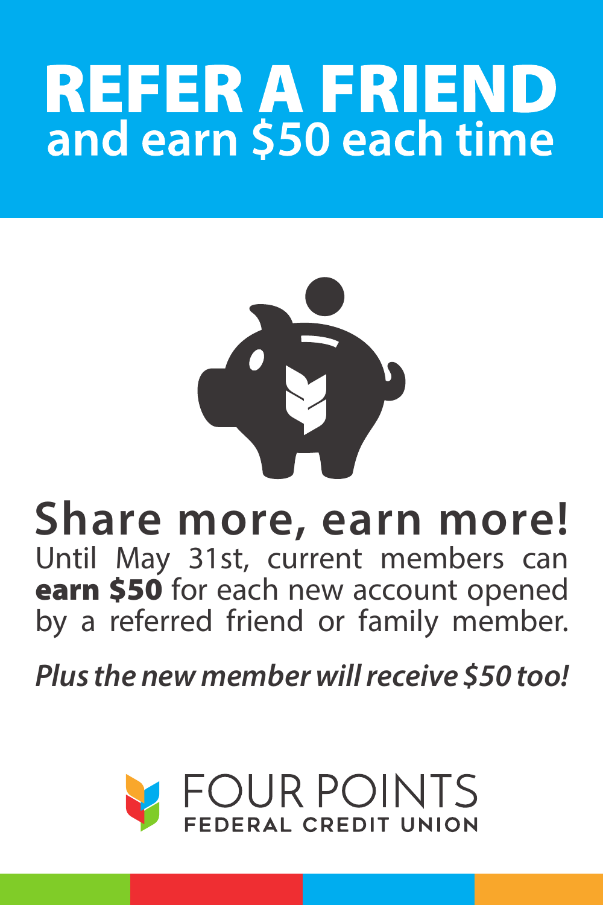# REFER A FRIEND
## and earn $50 each time

## Share more, earn more!

Until May 31st, current members can **earn $50** for each new account opened by a referred friend or family member.

***Plus the new member will receive $50 too!***

FOUR POINTS
FEDERAL CREDIT UNION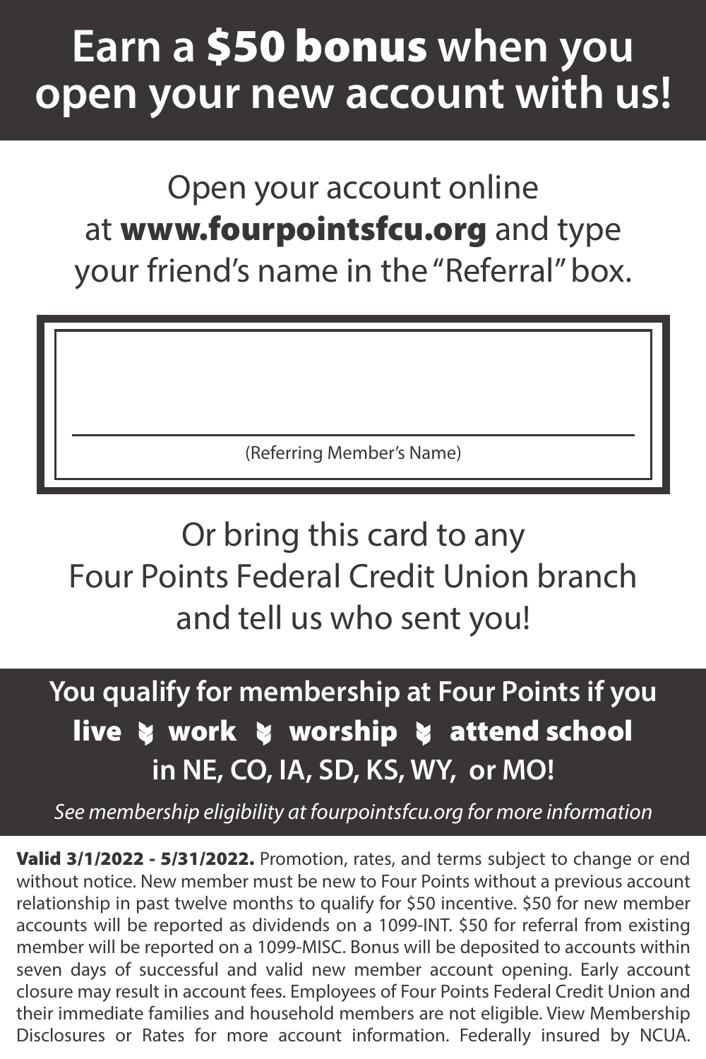# Earn a **$50 bonus** when you open your new account with us!

Open your account online at **www.fourpointsfcu.org** and type your friend's name in the "Referral" box.

\_\_\_\_\_\_\_\_\_\_\_\_\_\_\_\_\_\_\_\_\_\_\_\_\_\_\_\_\_\_\_\_\_\_\_\_\_\_\_\_

(Referring Member's Name)

Or bring this card to any Four Points Federal Credit Union branch and tell us who sent you!

**You qualify for membership at Four Points if you**

**live • work • worship • attend school**

**in NE, CO, IA, SD, KS, WY, or MO!**

*See membership eligibility at fourpointsfcu.org for more information*

**Valid 3/1/2022 - 5/31/2022.** Promotion, rates, and terms subject to change or end without notice. New member must be new to Four Points without a previous account relationship in past twelve months to qualify for $50 incentive. $50 for new member accounts will be reported as dividends on a 1099-INT. $50 for referral from existing member will be reported on a 1099-MISC. Bonus will be deposited to accounts within seven days of successful and valid new member account opening. Early account closure may result in account fees. Employees of Four Points Federal Credit Union and their immediate families and household members are not eligible. View Membership Disclosures or Rates for more account information. Federally insured by NCUA.